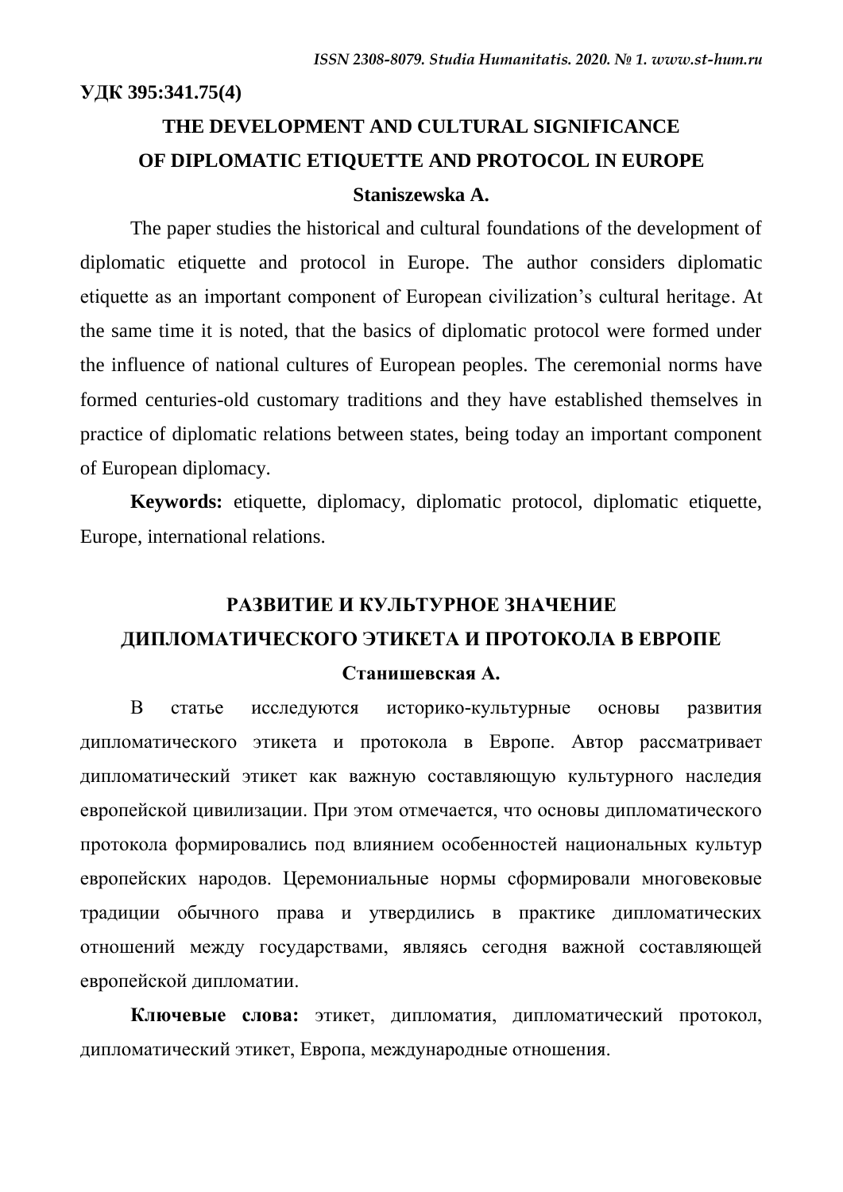**УДК 395:341.75(4)**

# THE DEVELOPMENT AND CULTURAL SIGNIFICANCE OF DIPLOMATIC ETIQUETTE AND PROTOCOL IN EUROPE

**Staniszewska A.**

The paper studies the historical and cultural foundations of the development of diplomatic etiquette and protocol in Europe. The author considers diplomatic etiquette as an important component of European civilization's cultural heritage. At the same time it is noted, that the basics of diplomatic protocol were formed under the influence of national cultures of European peoples. The ceremonial norms have formed centuries-old customary traditions and they have established themselves in practice of diplomatic relations between states, being today an important component of European diplomacy.

**Keywords:** etiquette, diplomacy, diplomatic protocol, diplomatic etiquette, Europe, international relations.

# РАЗВИТИЕ И КУЛЬТУРНОЕ ЗНАЧЕНИЕ ДИПЛОМАТИЧЕСКОГО ЭТИКЕТА И ПРОТОКОЛА В ЕВРОПЕ

**Станишевская А.**

В статье исследуются историко-культурные основы развития дипломатического этикета и протокола в Европе. Автор рассматривает дипломатический этикет как важную составляющую культурного наследия европейской цивилизации. При этом отмечается, что основы дипломатического протокола формировались под влиянием особенностей национальных культур европейских народов. Церемониальные нормы сформировали многовековые традиции обычного права и утвердились в практике дипломатических отношений между государствами, являясь сегодня важной составляющей европейской дипломатии.

**Ключевые слова:** этикет, дипломатия, дипломатический протокол, дипломатический этикет, Европа, международные отношения.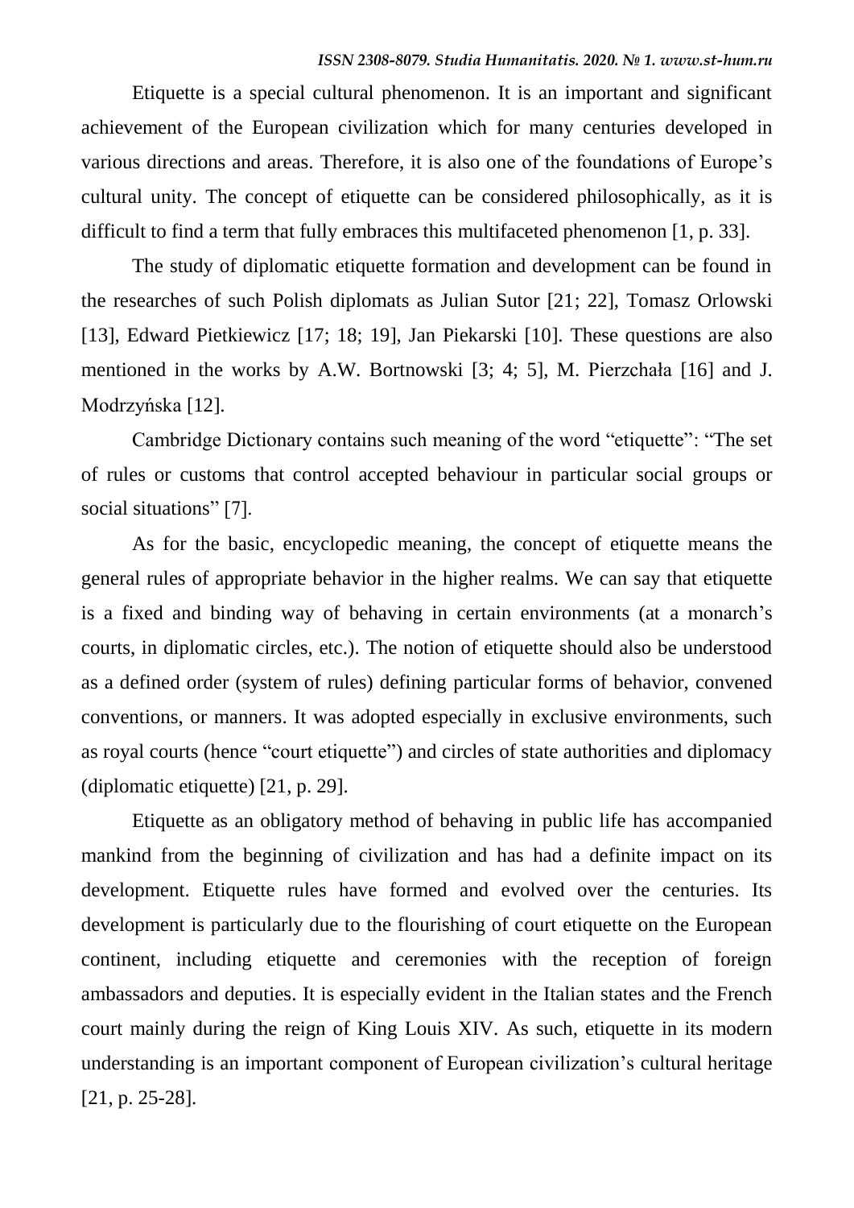Etiquette is a special cultural phenomenon. It is an important and significant achievement of the European civilization which for many centuries developed in various directions and areas. Therefore, it is also one of the foundations of Europe's cultural unity. The concept of etiquette can be considered philosophically, as it is difficult to find a term that fully embraces this multifaceted phenomenon [1, p. 33].

The study of diplomatic etiquette formation and development can be found in the researches of such Polish diplomats as Julian Sutor [21; 22], Tomasz Orlowski [13], Edward Pietkiewicz [17; 18; 19], Jan Piekarski [10]. These questions are also mentioned in the works by A.W. Bortnowski [3; 4; 5], M. Pierzchała [16] and J. Modrzyńska [12].

Cambridge Dictionary contains such meaning of the word "etiquette": "The set of rules or customs that control accepted behaviour in particular social groups or social situations" [7].

As for the basic, encyclopedic meaning, the concept of etiquette means the general rules of appropriate behavior in the higher realms. We can say that etiquette is a fixed and binding way of behaving in certain environments (at a monarch's courts, in diplomatic circles, etc.). The notion of etiquette should also be understood as a defined order (system of rules) defining particular forms of behavior, convened conventions, or manners. It was adopted especially in exclusive environments, such as royal courts (hence "court etiquette") and circles of state authorities and diplomacy (diplomatic etiquette) [21, p. 29].

Etiquette as an obligatory method of behaving in public life has accompanied mankind from the beginning of civilization and has had a definite impact on its development. Etiquette rules have formed and evolved over the centuries. Its development is particularly due to the flourishing of court etiquette on the European continent, including etiquette and ceremonies with the reception of foreign ambassadors and deputies. It is especially evident in the Italian states and the French court mainly during the reign of King Louis XIV. As such, etiquette in its modern understanding is an important component of European civilization's cultural heritage [21, p. 25-28].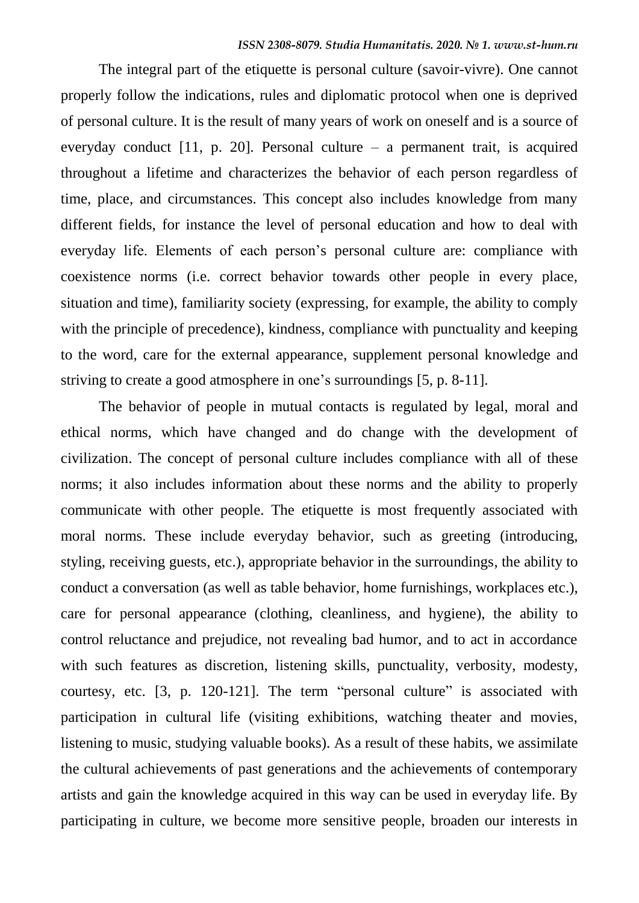The integral part of the etiquette is personal culture (savoir-vivre). One cannot properly follow the indications, rules and diplomatic protocol when one is deprived of personal culture. It is the result of many years of work on oneself and is a source of everyday conduct [11, p. 20]. Personal culture – a permanent trait, is acquired throughout a lifetime and characterizes the behavior of each person regardless of time, place, and circumstances. This concept also includes knowledge from many different fields, for instance the level of personal education and how to deal with everyday life. Elements of each person's personal culture are: compliance with coexistence norms (i.e. correct behavior towards other people in every place, situation and time), familiarity society (expressing, for example, the ability to comply with the principle of precedence), kindness, compliance with punctuality and keeping to the word, care for the external appearance, supplement personal knowledge and striving to create a good atmosphere in one's surroundings [5, p. 8-11].

The behavior of people in mutual contacts is regulated by legal, moral and ethical norms, which have changed and do change with the development of civilization. The concept of personal culture includes compliance with all of these norms; it also includes information about these norms and the ability to properly communicate with other people. The etiquette is most frequently associated with moral norms. These include everyday behavior, such as greeting (introducing, styling, receiving guests, etc.), appropriate behavior in the surroundings, the ability to conduct a conversation (as well as table behavior, home furnishings, workplaces etc.), care for personal appearance (clothing, cleanliness, and hygiene), the ability to control reluctance and prejudice, not revealing bad humor, and to act in accordance with such features as discretion, listening skills, punctuality, verbosity, modesty, courtesy, etc. [3, p. 120-121]. The term "personal culture" is associated with participation in cultural life (visiting exhibitions, watching theater and movies, listening to music, studying valuable books). As a result of these habits, we assimilate the cultural achievements of past generations and the achievements of contemporary artists and gain the knowledge acquired in this way can be used in everyday life. By participating in culture, we become more sensitive people, broaden our interests in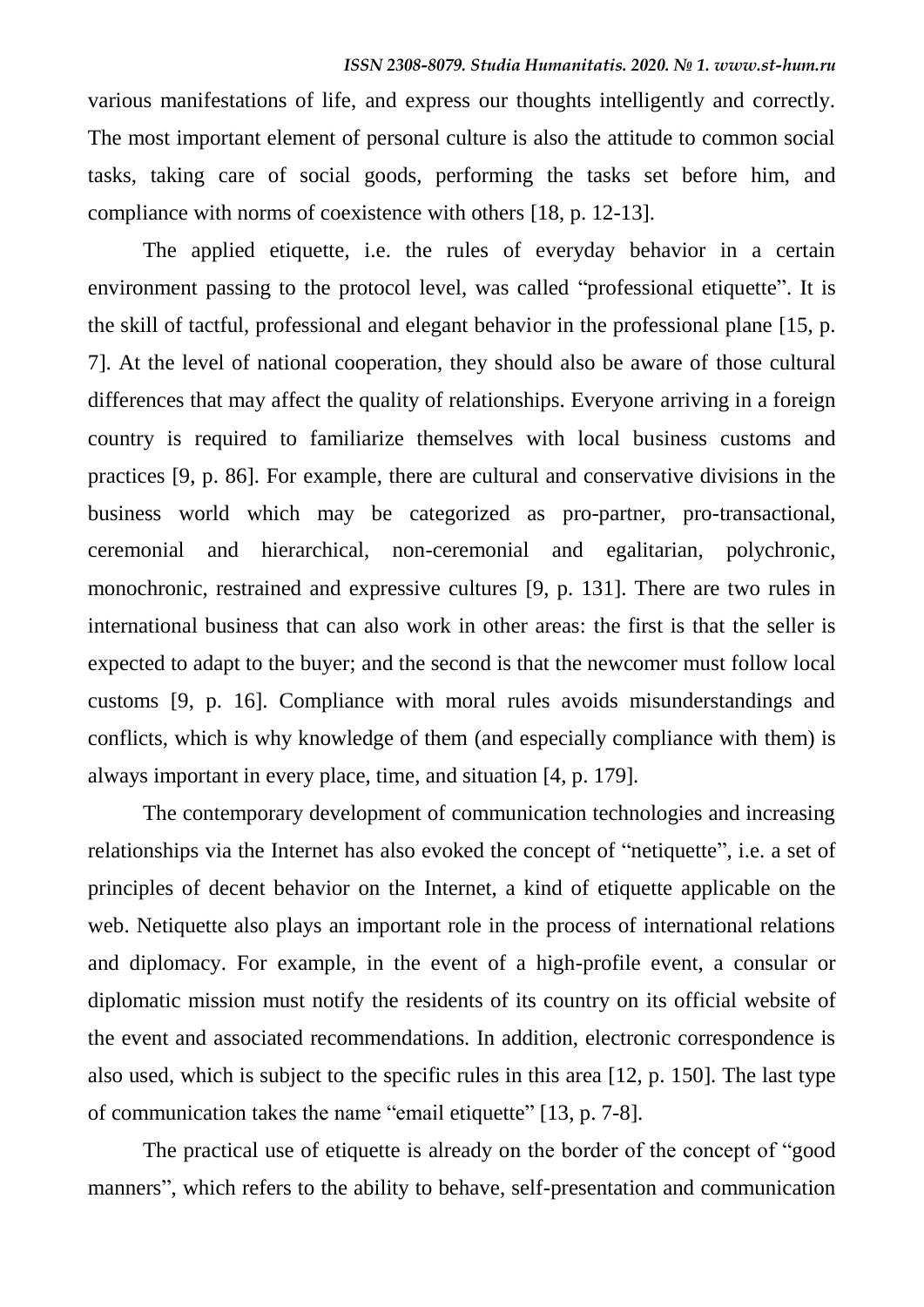various manifestations of life, and express our thoughts intelligently and correctly. The most important element of personal culture is also the attitude to common social tasks, taking care of social goods, performing the tasks set before him, and compliance with norms of coexistence with others [18, p. 12-13].

The applied etiquette, i.e. the rules of everyday behavior in a certain environment passing to the protocol level, was called "professional etiquette". It is the skill of tactful, professional and elegant behavior in the professional plane [15, p. 7]. At the level of national cooperation, they should also be aware of those cultural differences that may affect the quality of relationships. Everyone arriving in a foreign country is required to familiarize themselves with local business customs and practices [9, p. 86]. For example, there are cultural and conservative divisions in the business world which may be categorized as pro-partner, pro-transactional, ceremonial and hierarchical, non-ceremonial and egalitarian, polychronic, monochronic, restrained and expressive cultures [9, p. 131]. There are two rules in international business that can also work in other areas: the first is that the seller is expected to adapt to the buyer; and the second is that the newcomer must follow local customs [9, p. 16]. Compliance with moral rules avoids misunderstandings and conflicts, which is why knowledge of them (and especially compliance with them) is always important in every place, time, and situation [4, p. 179].

The contemporary development of communication technologies and increasing relationships via the Internet has also evoked the concept of "netiquette", i.e. a set of principles of decent behavior on the Internet, a kind of etiquette applicable on the web. Netiquette also plays an important role in the process of international relations and diplomacy. For example, in the event of a high-profile event, a consular or diplomatic mission must notify the residents of its country on its official website of the event and associated recommendations. In addition, electronic correspondence is also used, which is subject to the specific rules in this area [12, p. 150]. The last type of communication takes the name "email etiquette" [13, p. 7-8].

The practical use of etiquette is already on the border of the concept of "good manners", which refers to the ability to behave, self-presentation and communication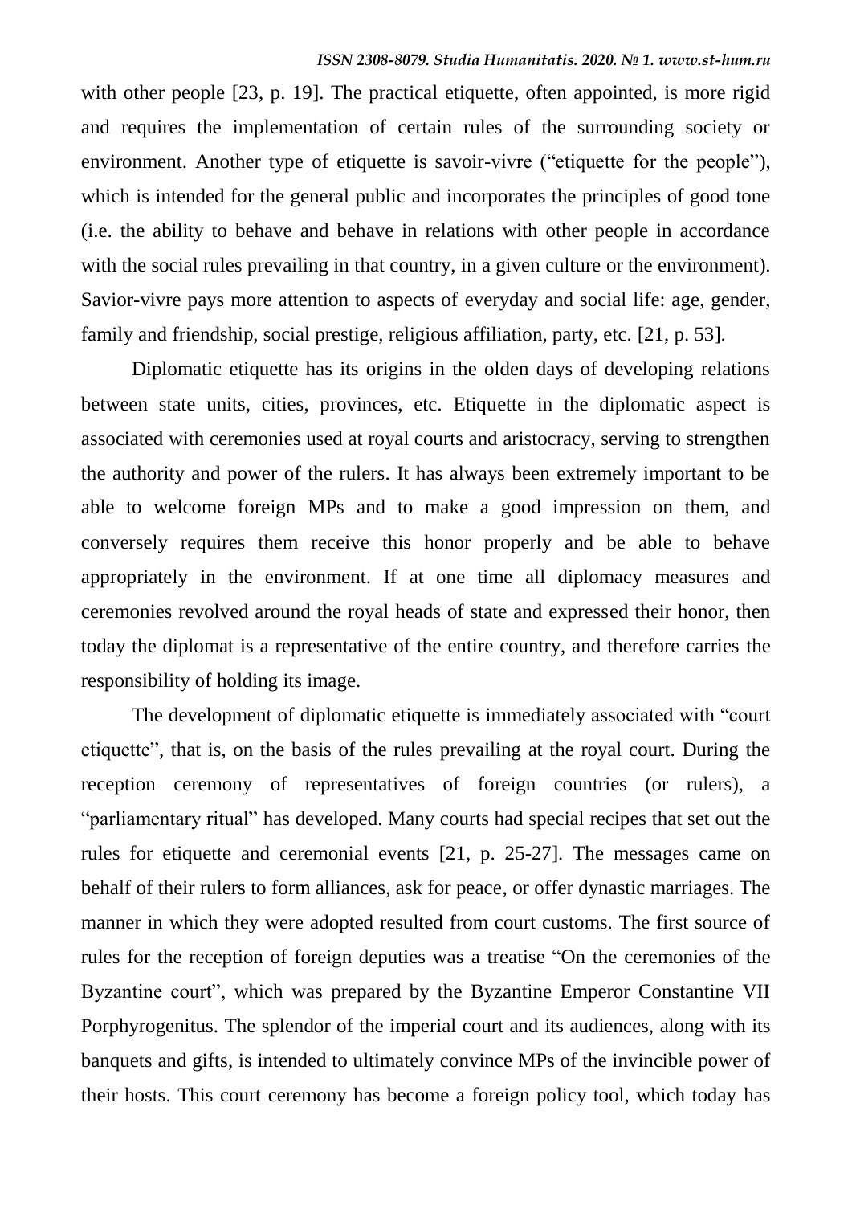with other people [23, p. 19]. The practical etiquette, often appointed, is more rigid and requires the implementation of certain rules of the surrounding society or environment. Another type of etiquette is savoir-vivre ("etiquette for the people"), which is intended for the general public and incorporates the principles of good tone (i.e. the ability to behave and behave in relations with other people in accordance with the social rules prevailing in that country, in a given culture or the environment). Savior-vivre pays more attention to aspects of everyday and social life: age, gender, family and friendship, social prestige, religious affiliation, party, etc. [21, p. 53].

Diplomatic etiquette has its origins in the olden days of developing relations between state units, cities, provinces, etc. Etiquette in the diplomatic aspect is associated with ceremonies used at royal courts and aristocracy, serving to strengthen the authority and power of the rulers. It has always been extremely important to be able to welcome foreign MPs and to make a good impression on them, and conversely requires them receive this honor properly and be able to behave appropriately in the environment. If at one time all diplomacy measures and ceremonies revolved around the royal heads of state and expressed their honor, then today the diplomat is a representative of the entire country, and therefore carries the responsibility of holding its image.

The development of diplomatic etiquette is immediately associated with "court etiquette", that is, on the basis of the rules prevailing at the royal court. During the reception ceremony of representatives of foreign countries (or rulers), a "parliamentary ritual" has developed. Many courts had special recipes that set out the rules for etiquette and ceremonial events [21, p. 25-27]. The messages came on behalf of their rulers to form alliances, ask for peace, or offer dynastic marriages. The manner in which they were adopted resulted from court customs. The first source of rules for the reception of foreign deputies was a treatise "On the ceremonies of the Byzantine court", which was prepared by the Byzantine Emperor Constantine VII Porphyrogenitus. The splendor of the imperial court and its audiences, along with its banquets and gifts, is intended to ultimately convince MPs of the invincible power of their hosts. This court ceremony has become a foreign policy tool, which today has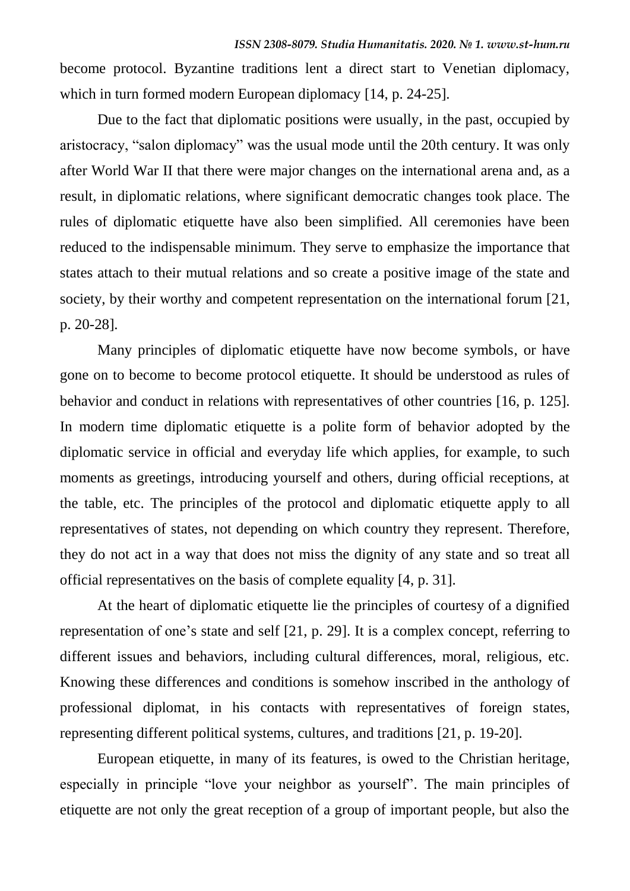become protocol. Byzantine traditions lent a direct start to Venetian diplomacy, which in turn formed modern European diplomacy [14, p. 24-25].

Due to the fact that diplomatic positions were usually, in the past, occupied by aristocracy, "salon diplomacy" was the usual mode until the 20th century. It was only after World War II that there were major changes on the international arena and, as a result, in diplomatic relations, where significant democratic changes took place. The rules of diplomatic etiquette have also been simplified. All ceremonies have been reduced to the indispensable minimum. They serve to emphasize the importance that states attach to their mutual relations and so create a positive image of the state and society, by their worthy and competent representation on the international forum [21, p. 20-28].

Many principles of diplomatic etiquette have now become symbols, or have gone on to become to become protocol etiquette. It should be understood as rules of behavior and conduct in relations with representatives of other countries [16, p. 125]. In modern time diplomatic etiquette is a polite form of behavior adopted by the diplomatic service in official and everyday life which applies, for example, to such moments as greetings, introducing yourself and others, during official receptions, at the table, etc. The principles of the protocol and diplomatic etiquette apply to all representatives of states, not depending on which country they represent. Therefore, they do not act in a way that does not miss the dignity of any state and so treat all official representatives on the basis of complete equality [4, p. 31].

At the heart of diplomatic etiquette lie the principles of courtesy of a dignified representation of one's state and self [21, p. 29]. It is a complex concept, referring to different issues and behaviors, including cultural differences, moral, religious, etc. Knowing these differences and conditions is somehow inscribed in the anthology of professional diplomat, in his contacts with representatives of foreign states, representing different political systems, cultures, and traditions [21, p. 19-20].

European etiquette, in many of its features, is owed to the Christian heritage, especially in principle "love your neighbor as yourself". The main principles of etiquette are not only the great reception of a group of important people, but also the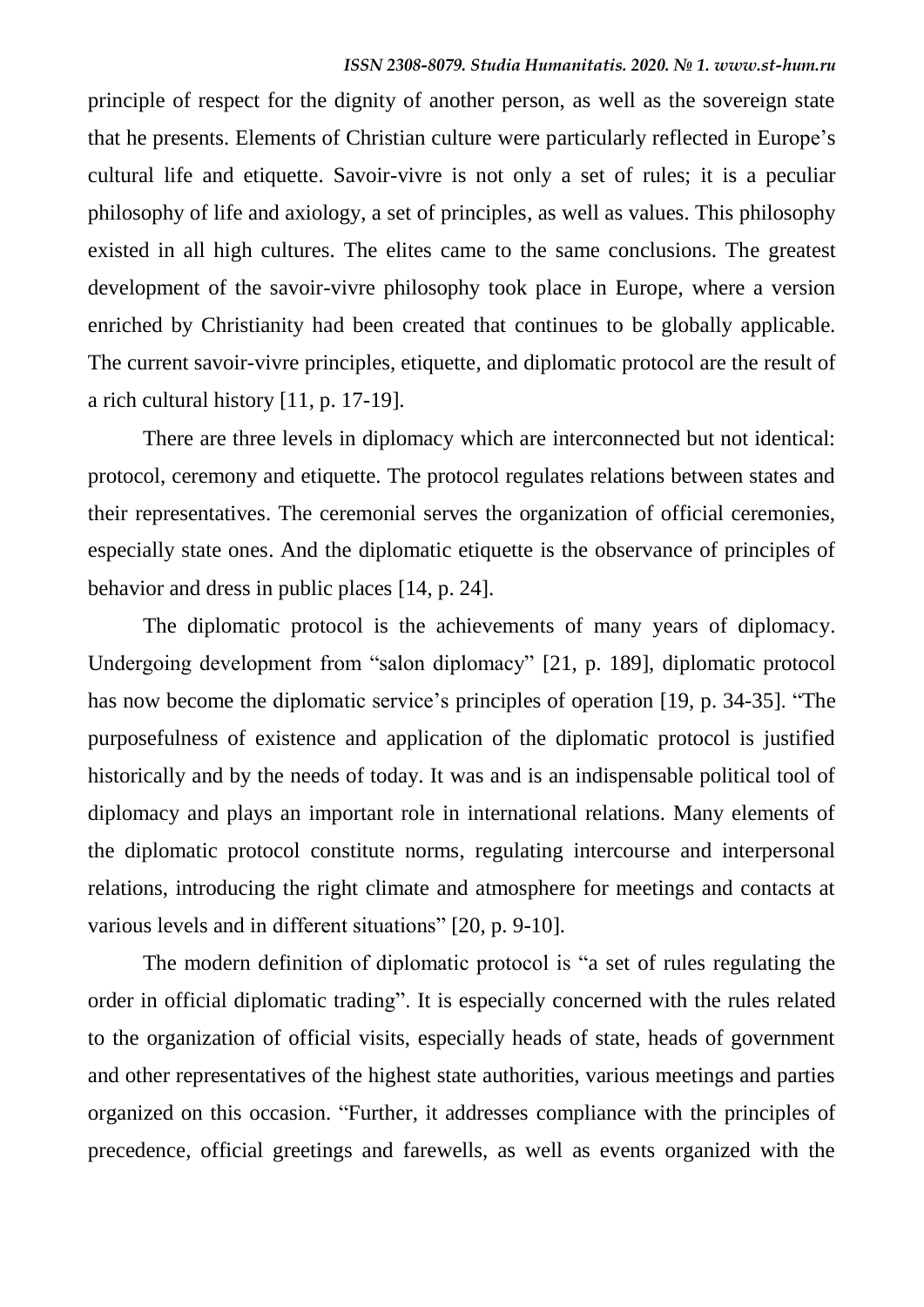principle of respect for the dignity of another person, as well as the sovereign state that he presents. Elements of Christian culture were particularly reflected in Europe's cultural life and etiquette. Savoir-vivre is not only a set of rules; it is a peculiar philosophy of life and axiology, a set of principles, as well as values. This philosophy existed in all high cultures. The elites came to the same conclusions. The greatest development of the savoir-vivre philosophy took place in Europe, where a version enriched by Christianity had been created that continues to be globally applicable. The current savoir-vivre principles, etiquette, and diplomatic protocol are the result of a rich cultural history [11, p. 17-19].

There are three levels in diplomacy which are interconnected but not identical: protocol, ceremony and etiquette. The protocol regulates relations between states and their representatives. The ceremonial serves the organization of official ceremonies, especially state ones. And the diplomatic etiquette is the observance of principles of behavior and dress in public places [14, p. 24].

The diplomatic protocol is the achievements of many years of diplomacy. Undergoing development from "salon diplomacy" [21, p. 189], diplomatic protocol has now become the diplomatic service's principles of operation [19, p. 34-35]. "The purposefulness of existence and application of the diplomatic protocol is justified historically and by the needs of today. It was and is an indispensable political tool of diplomacy and plays an important role in international relations. Many elements of the diplomatic protocol constitute norms, regulating intercourse and interpersonal relations, introducing the right climate and atmosphere for meetings and contacts at various levels and in different situations" [20, p. 9-10].

The modern definition of diplomatic protocol is "a set of rules regulating the order in official diplomatic trading". It is especially concerned with the rules related to the organization of official visits, especially heads of state, heads of government and other representatives of the highest state authorities, various meetings and parties organized on this occasion. "Further, it addresses compliance with the principles of precedence, official greetings and farewells, as well as events organized with the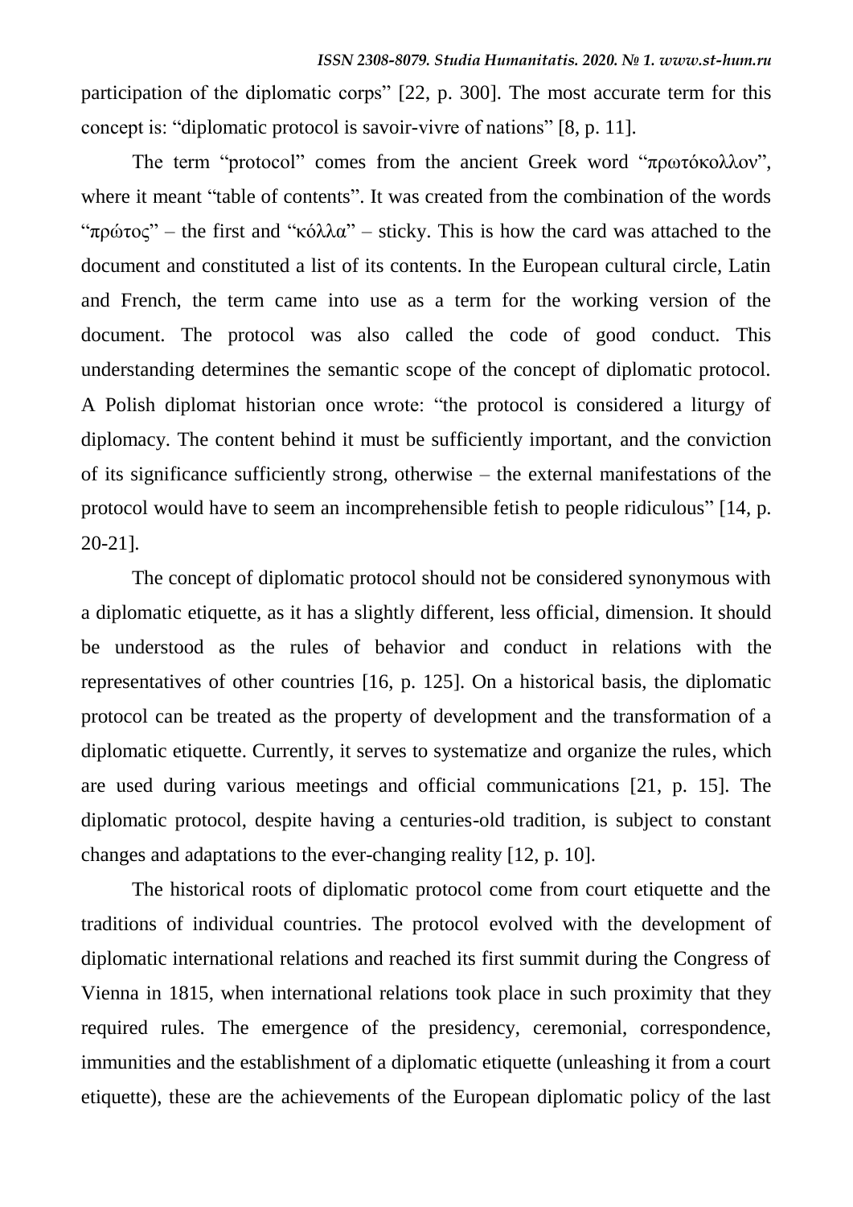participation of the diplomatic corps" [22, p. 300]. The most accurate term for this concept is: "diplomatic protocol is savoir-vivre of nations" [8, p. 11].

The term "protocol" comes from the ancient Greek word "πρωτόκολλον", where it meant "table of contents". It was created from the combination of the words "πρώτος" – the first and "κόλλα" – sticky. This is how the card was attached to the document and constituted a list of its contents. In the European cultural circle, Latin and French, the term came into use as a term for the working version of the document. The protocol was also called the code of good conduct. This understanding determines the semantic scope of the concept of diplomatic protocol. A Polish diplomat historian once wrote: "the protocol is considered a liturgy of diplomacy. The content behind it must be sufficiently important, and the conviction of its significance sufficiently strong, otherwise – the external manifestations of the protocol would have to seem an incomprehensible fetish to people ridiculous" [14, p. 20-21].

The concept of diplomatic protocol should not be considered synonymous with a diplomatic etiquette, as it has a slightly different, less official, dimension. It should be understood as the rules of behavior and conduct in relations with the representatives of other countries [16, p. 125]. On a historical basis, the diplomatic protocol can be treated as the property of development and the transformation of a diplomatic etiquette. Currently, it serves to systematize and organize the rules, which are used during various meetings and official communications [21, p. 15]. The diplomatic protocol, despite having a centuries-old tradition, is subject to constant changes and adaptations to the ever-changing reality [12, p. 10].

The historical roots of diplomatic protocol come from court etiquette and the traditions of individual countries. The protocol evolved with the development of diplomatic international relations and reached its first summit during the Congress of Vienna in 1815, when international relations took place in such proximity that they required rules. The emergence of the presidency, ceremonial, correspondence, immunities and the establishment of a diplomatic etiquette (unleashing it from a court etiquette), these are the achievements of the European diplomatic policy of the last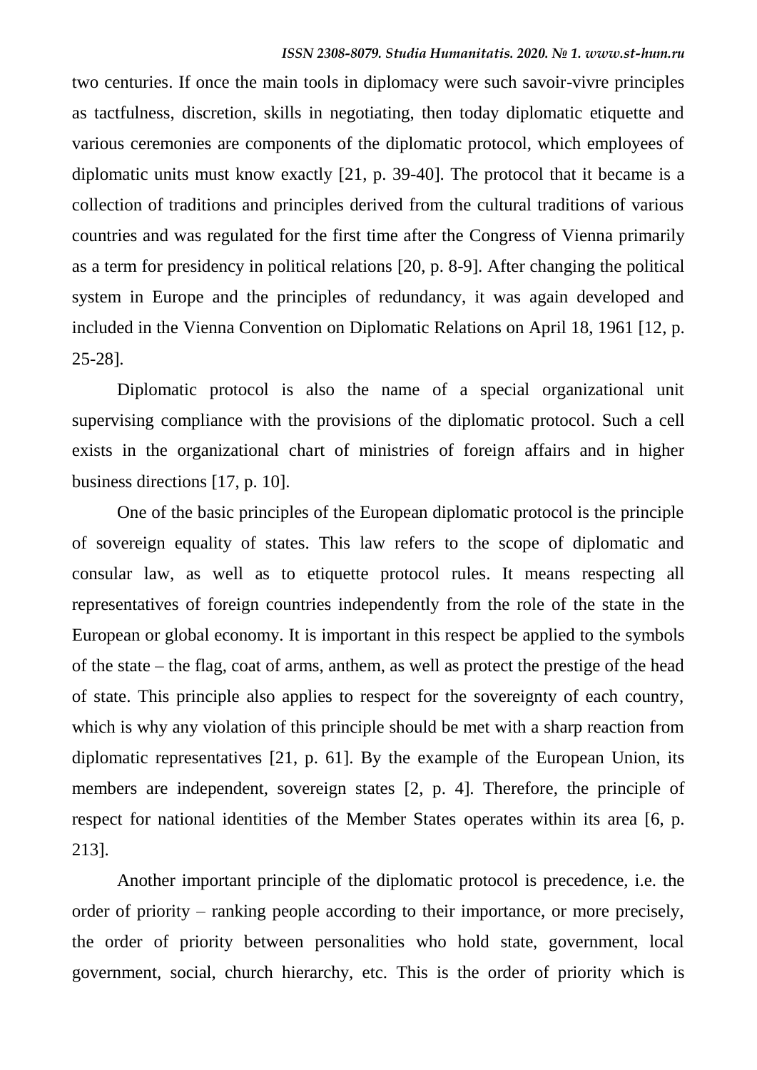two centuries. If once the main tools in diplomacy were such savoir-vivre principles as tactfulness, discretion, skills in negotiating, then today diplomatic etiquette and various ceremonies are components of the diplomatic protocol, which employees of diplomatic units must know exactly [21, p. 39-40]. The protocol that it became is a collection of traditions and principles derived from the cultural traditions of various countries and was regulated for the first time after the Congress of Vienna primarily as a term for presidency in political relations [20, p. 8-9]. After changing the political system in Europe and the principles of redundancy, it was again developed and included in the Vienna Convention on Diplomatic Relations on April 18, 1961 [12, p. 25-28].

Diplomatic protocol is also the name of a special organizational unit supervising compliance with the provisions of the diplomatic protocol. Such a cell exists in the organizational chart of ministries of foreign affairs and in higher business directions [17, p. 10].

One of the basic principles of the European diplomatic protocol is the principle of sovereign equality of states. This law refers to the scope of diplomatic and consular law, as well as to etiquette protocol rules. It means respecting all representatives of foreign countries independently from the role of the state in the European or global economy. It is important in this respect be applied to the symbols of the state – the flag, coat of arms, anthem, as well as protect the prestige of the head of state. This principle also applies to respect for the sovereignty of each country, which is why any violation of this principle should be met with a sharp reaction from diplomatic representatives [21, p. 61]. By the example of the European Union, its members are independent, sovereign states [2, p. 4]. Therefore, the principle of respect for national identities of the Member States operates within its area [6, p. 213].

Another important principle of the diplomatic protocol is precedence, i.e. the order of priority – ranking people according to their importance, or more precisely, the order of priority between personalities who hold state, government, local government, social, church hierarchy, etc. This is the order of priority which is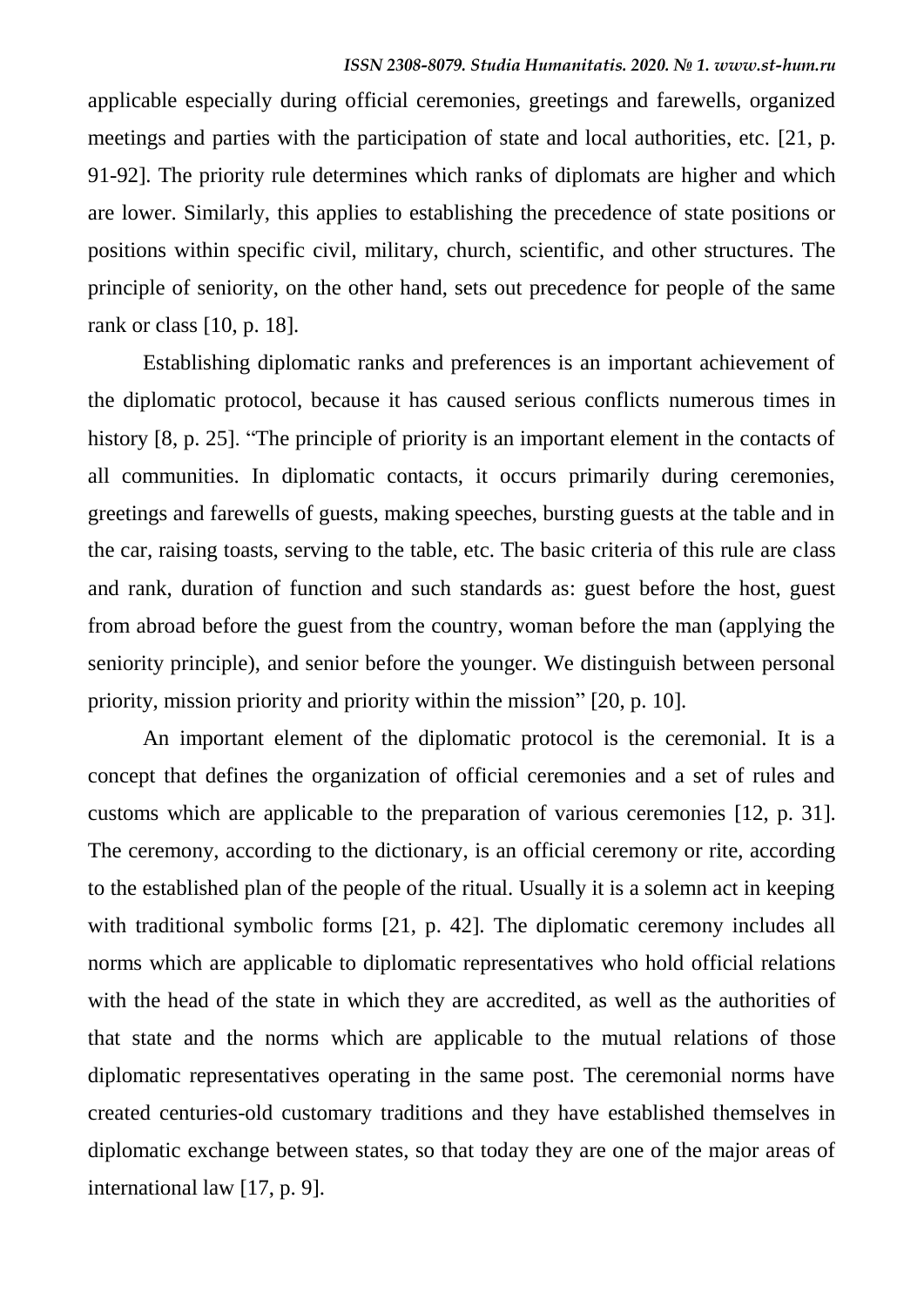applicable especially during official ceremonies, greetings and farewells, organized meetings and parties with the participation of state and local authorities, etc. [21, p. 91-92]. The priority rule determines which ranks of diplomats are higher and which are lower. Similarly, this applies to establishing the precedence of state positions or positions within specific civil, military, church, scientific, and other structures. The principle of seniority, on the other hand, sets out precedence for people of the same rank or class [10, p. 18].

Establishing diplomatic ranks and preferences is an important achievement of the diplomatic protocol, because it has caused serious conflicts numerous times in history [8, p. 25]. "The principle of priority is an important element in the contacts of all communities. In diplomatic contacts, it occurs primarily during ceremonies, greetings and farewells of guests, making speeches, bursting guests at the table and in the car, raising toasts, serving to the table, etc. The basic criteria of this rule are class and rank, duration of function and such standards as: guest before the host, guest from abroad before the guest from the country, woman before the man (applying the seniority principle), and senior before the younger. We distinguish between personal priority, mission priority and priority within the mission" [20, p. 10].

An important element of the diplomatic protocol is the ceremonial. It is a concept that defines the organization of official ceremonies and a set of rules and customs which are applicable to the preparation of various ceremonies [12, p. 31]. The ceremony, according to the dictionary, is an official ceremony or rite, according to the established plan of the people of the ritual. Usually it is a solemn act in keeping with traditional symbolic forms [21, p. 42]. The diplomatic ceremony includes all norms which are applicable to diplomatic representatives who hold official relations with the head of the state in which they are accredited, as well as the authorities of that state and the norms which are applicable to the mutual relations of those diplomatic representatives operating in the same post. The ceremonial norms have created centuries-old customary traditions and they have established themselves in diplomatic exchange between states, so that today they are one of the major areas of international law [17, p. 9].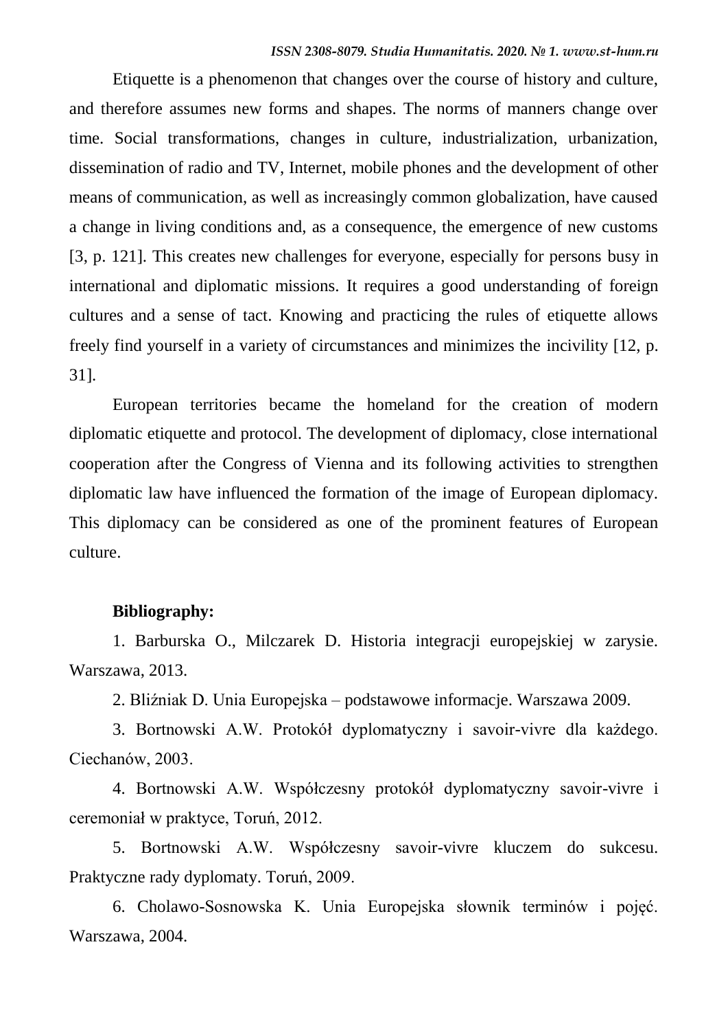Etiquette is a phenomenon that changes over the course of history and culture, and therefore assumes new forms and shapes. The norms of manners change over time. Social transformations, changes in culture, industrialization, urbanization, dissemination of radio and TV, Internet, mobile phones and the development of other means of communication, as well as increasingly common globalization, have caused a change in living conditions and, as a consequence, the emergence of new customs [3, p. 121]. This creates new challenges for everyone, especially for persons busy in international and diplomatic missions. It requires a good understanding of foreign cultures and a sense of tact. Knowing and practicing the rules of etiquette allows freely find yourself in a variety of circumstances and minimizes the incivility [12, p. 31].

European territories became the homeland for the creation of modern diplomatic etiquette and protocol. The development of diplomacy, close international cooperation after the Congress of Vienna and its following activities to strengthen diplomatic law have influenced the formation of the image of European diplomacy. This diplomacy can be considered as one of the prominent features of European culture.

**Bibliography:**

1. Barburska O., Milczarek D. Historia integracji europejskiej w zarysie. Warszawa, 2013.
2. Bliźniak D. Unia Europejska – podstawowe informacje. Warszawa 2009.
3. Bortnowski A.W. Protokół dyplomatyczny i savoir-vivre dla każdego. Ciechanów, 2003.
4. Bortnowski A.W. Współczesny protokół dyplomatyczny savoir-vivre i ceremoniał w praktyce, Toruń, 2012.
5. Bortnowski A.W. Współczesny savoir-vivre kluczem do sukcesu. Praktyczne rady dyplomaty. Toruń, 2009.
6. Cholawo-Sosnowska K. Unia Europejska słownik terminów i pojęć. Warszawa, 2004.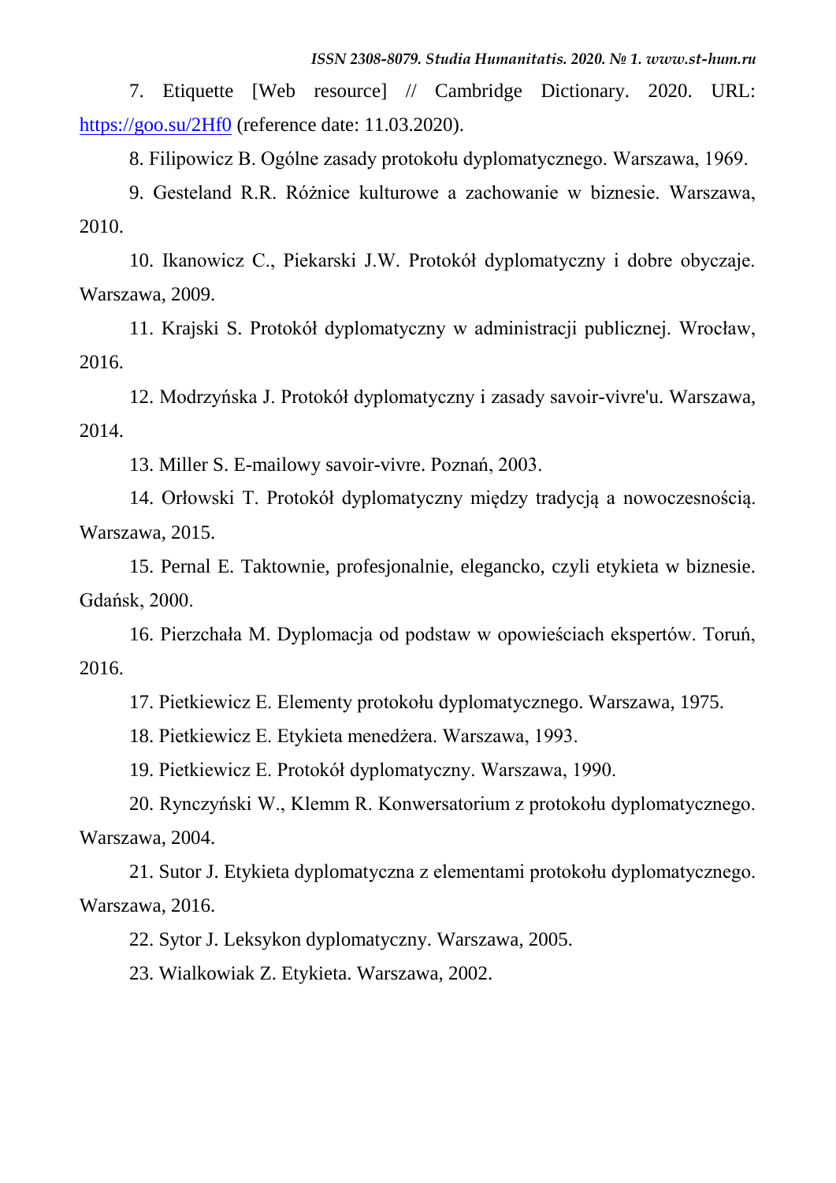7. Etiquette [Web resource] // Cambridge Dictionary. 2020. URL: https://goo.su/2Hf0 (reference date: 11.03.2020).

8. Filipowicz B. Ogólne zasady protokołu dyplomatycznego. Warszawa, 1969.

9. Gesteland R.R. Różnice kulturowe a zachowanie w biznesie. Warszawa, 2010.

10. Ikanowicz C., Piekarski J.W. Protokół dyplomatyczny i dobre obyczaje. Warszawa, 2009.

11. Krajski S. Protokół dyplomatyczny w administracji publicznej. Wrocław, 2016.

12. Modrzyńska J. Protokół dyplomatyczny i zasady savoir-vivre'u. Warszawa, 2014.

13. Miller S. E-mailowy savoir-vivre. Poznań, 2003.

14. Orłowski T. Protokół dyplomatyczny między tradycją a nowoczesnością. Warszawa, 2015.

15. Pernal E. Taktownie, profesjonalnie, elegancko, czyli etykieta w biznesie. Gdańsk, 2000.

16. Pierzchała M. Dyplomacja od podstaw w opowieściach ekspertów. Toruń, 2016.

17. Pietkiewicz E. Elementy protokołu dyplomatycznego. Warszawa, 1975.

18. Pietkiewicz E. Etykieta menedżera. Warszawa, 1993.

19. Pietkiewicz E. Protokół dyplomatyczny. Warszawa, 1990.

20. Rynczyński W., Klemm R. Konwersatorium z protokołu dyplomatycznego. Warszawa, 2004.

21. Sutor J. Etykieta dyplomatyczna z elementami protokołu dyplomatycznego. Warszawa, 2016.

22. Sytor J. Leksykon dyplomatyczny. Warszawa, 2005.

23. Wialkowiak Z. Etykieta. Warszawa, 2002.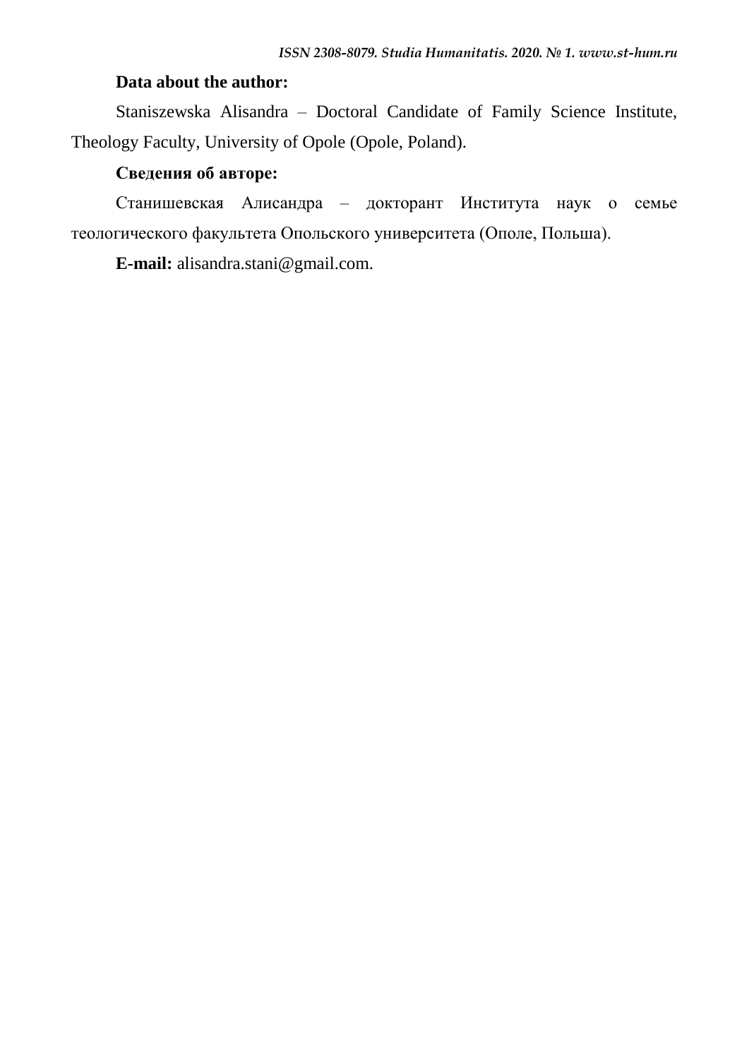**Data about the author:**

Staniszewska Alisandra – Doctoral Candidate of Family Science Institute, Theology Faculty, University of Opole (Opole, Poland).

**Сведения об авторе:**

Станишевская Алисандра – докторант Института наук о семье теологического факультета Опольского университета (Ополе, Польша).

**E-mail:** alisandra.stani@gmail.com.